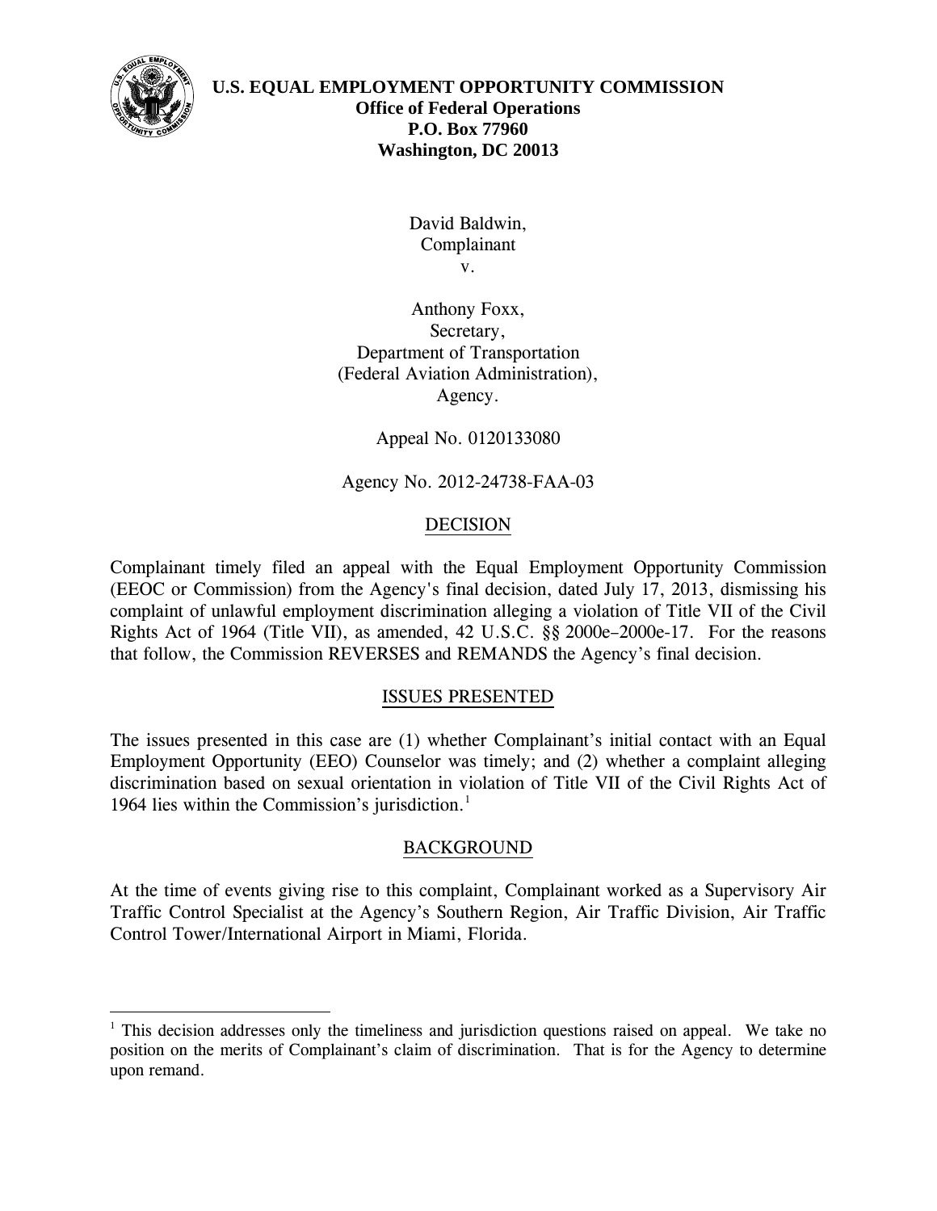**U.S. EQUAL EMPLOYMENT OPPORTUNITY COMMISSION**
**Office of Federal Operations**
**P.O. Box 77960**
**Washington, DC 20013**

David Baldwin,
Complainant
v.

Anthony Foxx,
Secretary,
Department of Transportation
(Federal Aviation Administration),
Agency.

Appeal No. 0120133080

Agency No. 2012-24738-FAA-03

## DECISION

Complainant timely filed an appeal with the Equal Employment Opportunity Commission (EEOC or Commission) from the Agency's final decision, dated July 17, 2013, dismissing his complaint of unlawful employment discrimination alleging a violation of Title VII of the Civil Rights Act of 1964 (Title VII), as amended, 42 U.S.C. §§ 2000e–2000e-17. For the reasons that follow, the Commission REVERSES and REMANDS the Agency's final decision.

## ISSUES PRESENTED

The issues presented in this case are (1) whether Complainant's initial contact with an Equal Employment Opportunity (EEO) Counselor was timely; and (2) whether a complaint alleging discrimination based on sexual orientation in violation of Title VII of the Civil Rights Act of 1964 lies within the Commission's jurisdiction.[1]

## BACKGROUND

At the time of events giving rise to this complaint, Complainant worked as a Supervisory Air Traffic Control Specialist at the Agency's Southern Region, Air Traffic Division, Air Traffic Control Tower/International Airport in Miami, Florida.

---

[1] This decision addresses only the timeliness and jurisdiction questions raised on appeal. We take no position on the merits of Complainant's claim of discrimination. That is for the Agency to determine upon remand.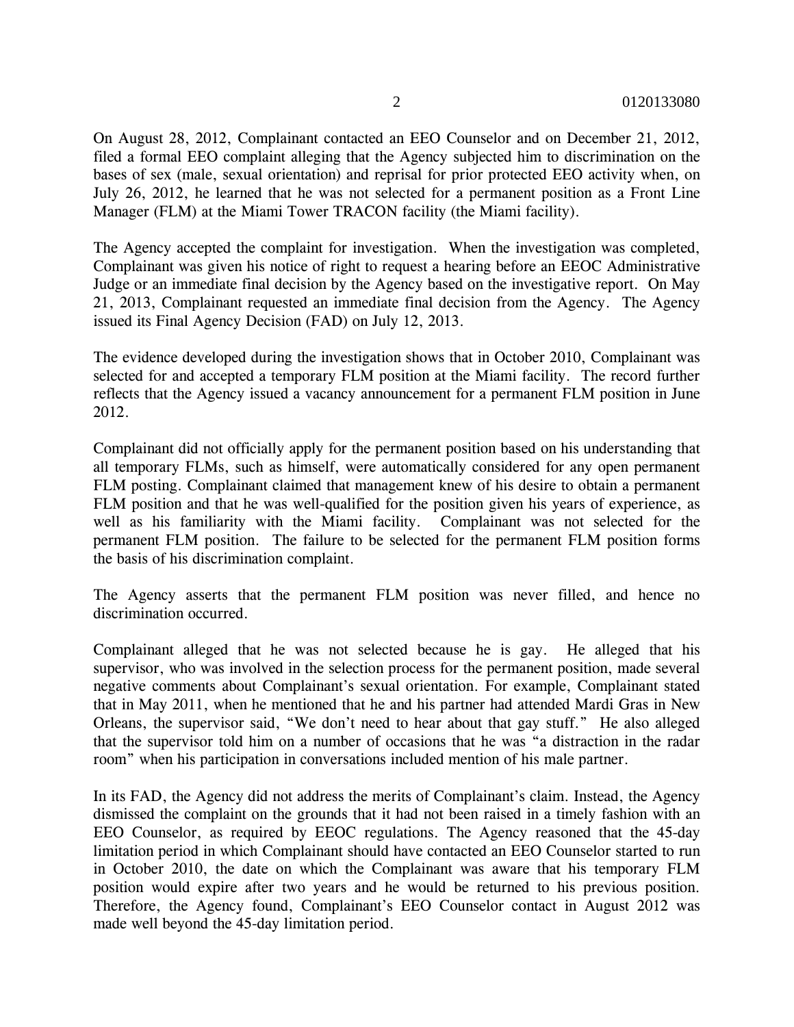On August 28, 2012, Complainant contacted an EEO Counselor and on December 21, 2012, filed a formal EEO complaint alleging that the Agency subjected him to discrimination on the bases of sex (male, sexual orientation) and reprisal for prior protected EEO activity when, on July 26, 2012, he learned that he was not selected for a permanent position as a Front Line Manager (FLM) at the Miami Tower TRACON facility (the Miami facility).

The Agency accepted the complaint for investigation. When the investigation was completed, Complainant was given his notice of right to request a hearing before an EEOC Administrative Judge or an immediate final decision by the Agency based on the investigative report. On May 21, 2013, Complainant requested an immediate final decision from the Agency. The Agency issued its Final Agency Decision (FAD) on July 12, 2013.

The evidence developed during the investigation shows that in October 2010, Complainant was selected for and accepted a temporary FLM position at the Miami facility. The record further reflects that the Agency issued a vacancy announcement for a permanent FLM position in June 2012.

Complainant did not officially apply for the permanent position based on his understanding that all temporary FLMs, such as himself, were automatically considered for any open permanent FLM posting. Complainant claimed that management knew of his desire to obtain a permanent FLM position and that he was well-qualified for the position given his years of experience, as well as his familiarity with the Miami facility. Complainant was not selected for the permanent FLM position. The failure to be selected for the permanent FLM position forms the basis of his discrimination complaint.

The Agency asserts that the permanent FLM position was never filled, and hence no discrimination occurred.

Complainant alleged that he was not selected because he is gay. He alleged that his supervisor, who was involved in the selection process for the permanent position, made several negative comments about Complainant's sexual orientation. For example, Complainant stated that in May 2011, when he mentioned that he and his partner had attended Mardi Gras in New Orleans, the supervisor said, "We don't need to hear about that gay stuff." He also alleged that the supervisor told him on a number of occasions that he was "a distraction in the radar room" when his participation in conversations included mention of his male partner.

In its FAD, the Agency did not address the merits of Complainant's claim. Instead, the Agency dismissed the complaint on the grounds that it had not been raised in a timely fashion with an EEO Counselor, as required by EEOC regulations. The Agency reasoned that the 45-day limitation period in which Complainant should have contacted an EEO Counselor started to run in October 2010, the date on which the Complainant was aware that his temporary FLM position would expire after two years and he would be returned to his previous position. Therefore, the Agency found, Complainant's EEO Counselor contact in August 2012 was made well beyond the 45-day limitation period.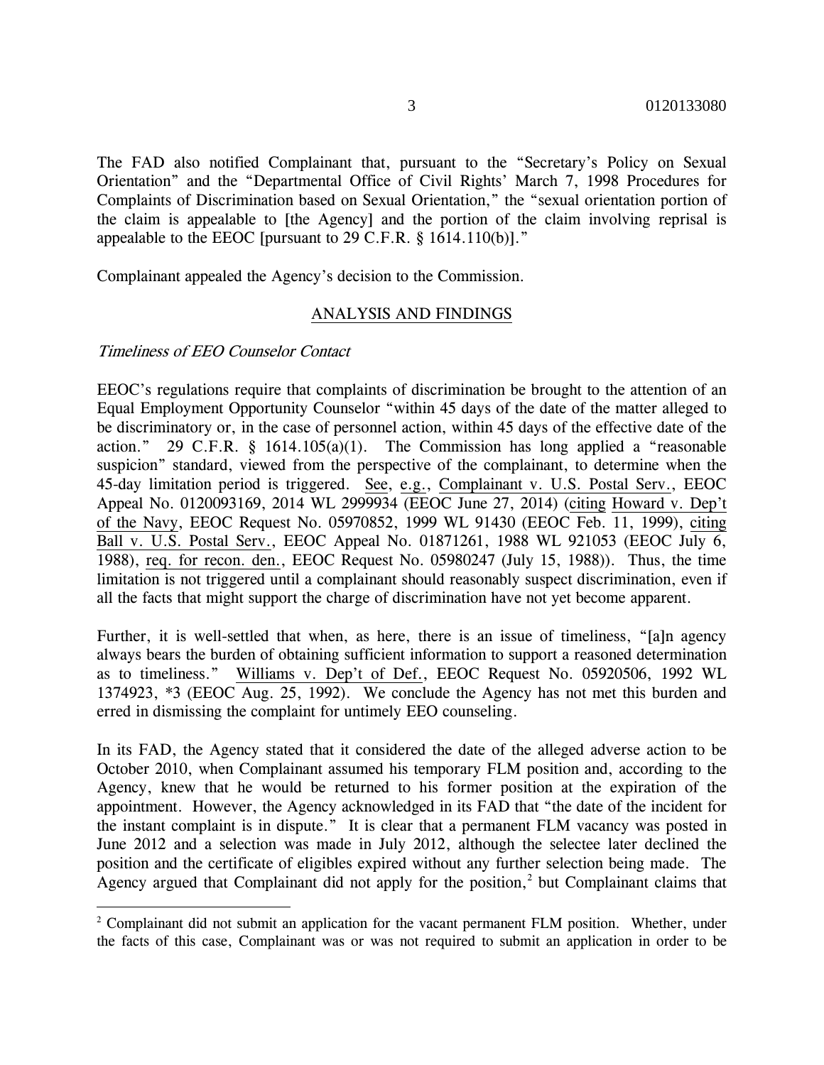The FAD also notified Complainant that, pursuant to the "Secretary's Policy on Sexual Orientation" and the "Departmental Office of Civil Rights' March 7, 1998 Procedures for Complaints of Discrimination based on Sexual Orientation," the "sexual orientation portion of the claim is appealable to [the Agency] and the portion of the claim involving reprisal is appealable to the EEOC [pursuant to 29 C.F.R. § 1614.110(b)]."

Complainant appealed the Agency's decision to the Commission.

## ANALYSIS AND FINDINGS

*Timeliness of EEO Counselor Contact*

EEOC's regulations require that complaints of discrimination be brought to the attention of an Equal Employment Opportunity Counselor "within 45 days of the date of the matter alleged to be discriminatory or, in the case of personnel action, within 45 days of the effective date of the action." 29 C.F.R. § 1614.105(a)(1). The Commission has long applied a "reasonable suspicion" standard, viewed from the perspective of the complainant, to determine when the 45-day limitation period is triggered. See, e.g., Complainant v. U.S. Postal Serv., EEOC Appeal No. 0120093169, 2014 WL 2999934 (EEOC June 27, 2014) (citing Howard v. Dep't of the Navy, EEOC Request No. 05970852, 1999 WL 91430 (EEOC Feb. 11, 1999), citing Ball v. U.S. Postal Serv., EEOC Appeal No. 01871261, 1988 WL 921053 (EEOC July 6, 1988), req. for recon. den., EEOC Request No. 05980247 (July 15, 1988)). Thus, the time limitation is not triggered until a complainant should reasonably suspect discrimination, even if all the facts that might support the charge of discrimination have not yet become apparent.

Further, it is well-settled that when, as here, there is an issue of timeliness, "[a]n agency always bears the burden of obtaining sufficient information to support a reasoned determination as to timeliness." Williams v. Dep't of Def., EEOC Request No. 05920506, 1992 WL 1374923, *3 (EEOC Aug. 25, 1992). We conclude the Agency has not met this burden and erred in dismissing the complaint for untimely EEO counseling.

In its FAD, the Agency stated that it considered the date of the alleged adverse action to be October 2010, when Complainant assumed his temporary FLM position and, according to the Agency, knew that he would be returned to his former position at the expiration of the appointment. However, the Agency acknowledged in its FAD that "the date of the incident for the instant complaint is in dispute." It is clear that a permanent FLM vacancy was posted in June 2012 and a selection was made in July 2012, although the selectee later declined the position and the certificate of eligibles expired without any further selection being made. The Agency argued that Complainant did not apply for the position,[2] but Complainant claims that

[2] Complainant did not submit an application for the vacant permanent FLM position. Whether, under the facts of this case, Complainant was or was not required to submit an application in order to be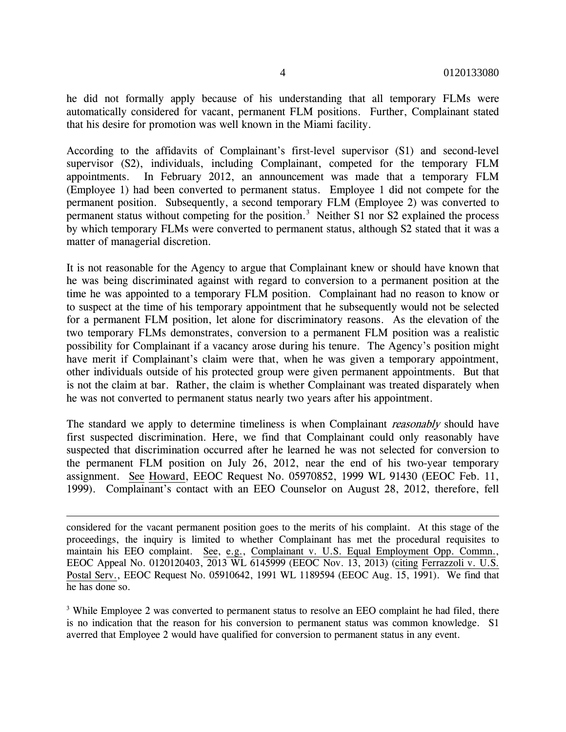he did not formally apply because of his understanding that all temporary FLMs were automatically considered for vacant, permanent FLM positions. Further, Complainant stated that his desire for promotion was well known in the Miami facility.

According to the affidavits of Complainant's first-level supervisor (S1) and second-level supervisor (S2), individuals, including Complainant, competed for the temporary FLM appointments. In February 2012, an announcement was made that a temporary FLM (Employee 1) had been converted to permanent status. Employee 1 did not compete for the permanent position. Subsequently, a second temporary FLM (Employee 2) was converted to permanent status without competing for the position.[3] Neither S1 nor S2 explained the process by which temporary FLMs were converted to permanent status, although S2 stated that it was a matter of managerial discretion.

It is not reasonable for the Agency to argue that Complainant knew or should have known that he was being discriminated against with regard to conversion to a permanent position at the time he was appointed to a temporary FLM position. Complainant had no reason to know or to suspect at the time of his temporary appointment that he subsequently would not be selected for a permanent FLM position, let alone for discriminatory reasons. As the elevation of the two temporary FLMs demonstrates, conversion to a permanent FLM position was a realistic possibility for Complainant if a vacancy arose during his tenure. The Agency's position might have merit if Complainant's claim were that, when he was given a temporary appointment, other individuals outside of his protected group were given permanent appointments. But that is not the claim at bar. Rather, the claim is whether Complainant was treated disparately when he was not converted to permanent status nearly two years after his appointment.

The standard we apply to determine timeliness is when Complainant *reasonably* should have first suspected discrimination. Here, we find that Complainant could only reasonably have suspected that discrimination occurred after he learned he was not selected for conversion to the permanent FLM position on July 26, 2012, near the end of his two-year temporary assignment. See Howard, EEOC Request No. 05970852, 1999 WL 91430 (EEOC Feb. 11, 1999). Complainant's contact with an EEO Counselor on August 28, 2012, therefore, fell

---

considered for the vacant permanent position goes to the merits of his complaint. At this stage of the proceedings, the inquiry is limited to whether Complainant has met the procedural requisites to maintain his EEO complaint. See, e.g., Complainant v. U.S. Equal Employment Opp. Commn., EEOC Appeal No. 0120120403, 2013 WL 6145999 (EEOC Nov. 13, 2013) (citing Ferrazzoli v. U.S. Postal Serv., EEOC Request No. 05910642, 1991 WL 1189594 (EEOC Aug. 15, 1991). We find that he has done so.

[3] While Employee 2 was converted to permanent status to resolve an EEO complaint he had filed, there is no indication that the reason for his conversion to permanent status was common knowledge. S1 averred that Employee 2 would have qualified for conversion to permanent status in any event.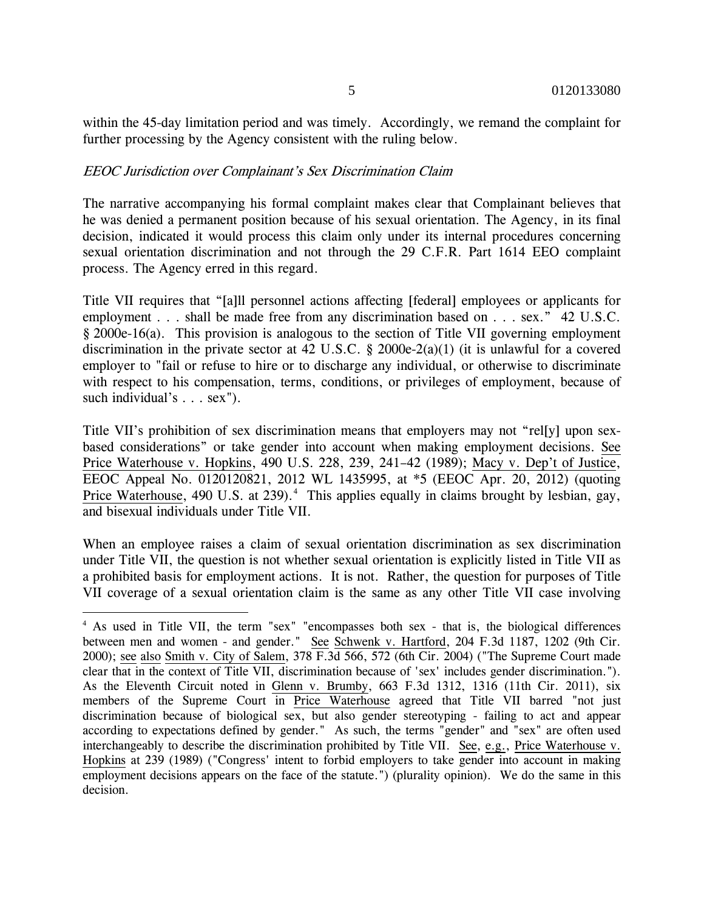within the 45-day limitation period and was timely. Accordingly, we remand the complaint for further processing by the Agency consistent with the ruling below.

*EEOC Jurisdiction over Complainant's Sex Discrimination Claim*

The narrative accompanying his formal complaint makes clear that Complainant believes that he was denied a permanent position because of his sexual orientation. The Agency, in its final decision, indicated it would process this claim only under its internal procedures concerning sexual orientation discrimination and not through the 29 C.F.R. Part 1614 EEO complaint process. The Agency erred in this regard.

Title VII requires that "[a]ll personnel actions affecting [federal] employees or applicants for employment . . . shall be made free from any discrimination based on . . . sex." 42 U.S.C. § 2000e-16(a). This provision is analogous to the section of Title VII governing employment discrimination in the private sector at 42 U.S.C. § 2000e-2(a)(1) (it is unlawful for a covered employer to "fail or refuse to hire or to discharge any individual, or otherwise to discriminate with respect to his compensation, terms, conditions, or privileges of employment, because of such individual's . . . sex").

Title VII's prohibition of sex discrimination means that employers may not "rel[y] upon sex-based considerations" or take gender into account when making employment decisions. See Price Waterhouse v. Hopkins, 490 U.S. 228, 239, 241–42 (1989); Macy v. Dep't of Justice, EEOC Appeal No. 0120120821, 2012 WL 1435995, at *5 (EEOC Apr. 20, 2012) (quoting Price Waterhouse, 490 U.S. at 239).[4] This applies equally in claims brought by lesbian, gay, and bisexual individuals under Title VII.

When an employee raises a claim of sexual orientation discrimination as sex discrimination under Title VII, the question is not whether sexual orientation is explicitly listed in Title VII as a prohibited basis for employment actions. It is not. Rather, the question for purposes of Title VII coverage of a sexual orientation claim is the same as any other Title VII case involving

---

[4] As used in Title VII, the term "sex" "encompasses both sex - that is, the biological differences between men and women - and gender." See Schwenk v. Hartford, 204 F.3d 1187, 1202 (9th Cir. 2000); see also Smith v. City of Salem, 378 F.3d 566, 572 (6th Cir. 2004) ("The Supreme Court made clear that in the context of Title VII, discrimination because of 'sex' includes gender discrimination."). As the Eleventh Circuit noted in Glenn v. Brumby, 663 F.3d 1312, 1316 (11th Cir. 2011), six members of the Supreme Court in Price Waterhouse agreed that Title VII barred "not just discrimination because of biological sex, but also gender stereotyping - failing to act and appear according to expectations defined by gender." As such, the terms "gender" and "sex" are often used interchangeably to describe the discrimination prohibited by Title VII. See, e.g., Price Waterhouse v. Hopkins at 239 (1989) ("Congress' intent to forbid employers to take gender into account in making employment decisions appears on the face of the statute.") (plurality opinion). We do the same in this decision.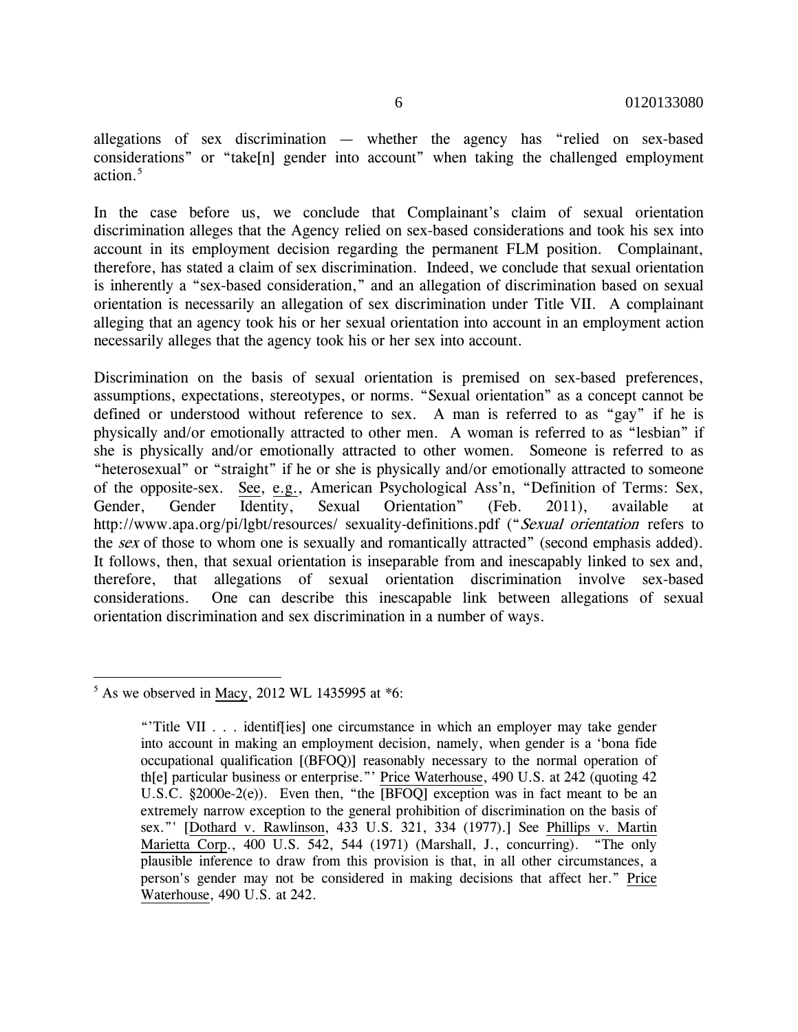allegations of sex discrimination — whether the agency has "relied on sex-based considerations" or "take[n] gender into account" when taking the challenged employment action.[5]

In the case before us, we conclude that Complainant's claim of sexual orientation discrimination alleges that the Agency relied on sex-based considerations and took his sex into account in its employment decision regarding the permanent FLM position. Complainant, therefore, has stated a claim of sex discrimination. Indeed, we conclude that sexual orientation is inherently a "sex-based consideration," and an allegation of discrimination based on sexual orientation is necessarily an allegation of sex discrimination under Title VII. A complainant alleging that an agency took his or her sexual orientation into account in an employment action necessarily alleges that the agency took his or her sex into account.

Discrimination on the basis of sexual orientation is premised on sex-based preferences, assumptions, expectations, stereotypes, or norms. "Sexual orientation" as a concept cannot be defined or understood without reference to sex. A man is referred to as "gay" if he is physically and/or emotionally attracted to other men. A woman is referred to as "lesbian" if she is physically and/or emotionally attracted to other women. Someone is referred to as "heterosexual" or "straight" if he or she is physically and/or emotionally attracted to someone of the opposite-sex. See, e.g., American Psychological Ass'n, "Definition of Terms: Sex, Gender, Gender Identity, Sexual Orientation" (Feb. 2011), available at http://www.apa.org/pi/lgbt/resources/ sexuality-definitions.pdf ("*Sexual orientation* refers to the *sex* of those to whom one is sexually and romantically attracted" (second emphasis added). It follows, then, that sexual orientation is inseparable from and inescapably linked to sex and, therefore, that allegations of sexual orientation discrimination involve sex-based considerations. One can describe this inescapable link between allegations of sexual orientation discrimination and sex discrimination in a number of ways.

---

[5] As we observed in Macy, 2012 WL 1435995 at *6:

> "'Title VII . . . identif[ies] one circumstance in which an employer may take gender into account in making an employment decision, namely, when gender is a 'bona fide occupational qualification [(BFOQ)] reasonably necessary to the normal operation of th[e] particular business or enterprise."' Price Waterhouse, 490 U.S. at 242 (quoting 42 U.S.C. §2000e-2(e)). Even then, "the [BFOQ] exception was in fact meant to be an extremely narrow exception to the general prohibition of discrimination on the basis of sex."' [Dothard v. Rawlinson, 433 U.S. 321, 334 (1977).] See Phillips v. Martin Marietta Corp., 400 U.S. 542, 544 (1971) (Marshall, J., concurring). "The only plausible inference to draw from this provision is that, in all other circumstances, a person's gender may not be considered in making decisions that affect her." Price Waterhouse, 490 U.S. at 242.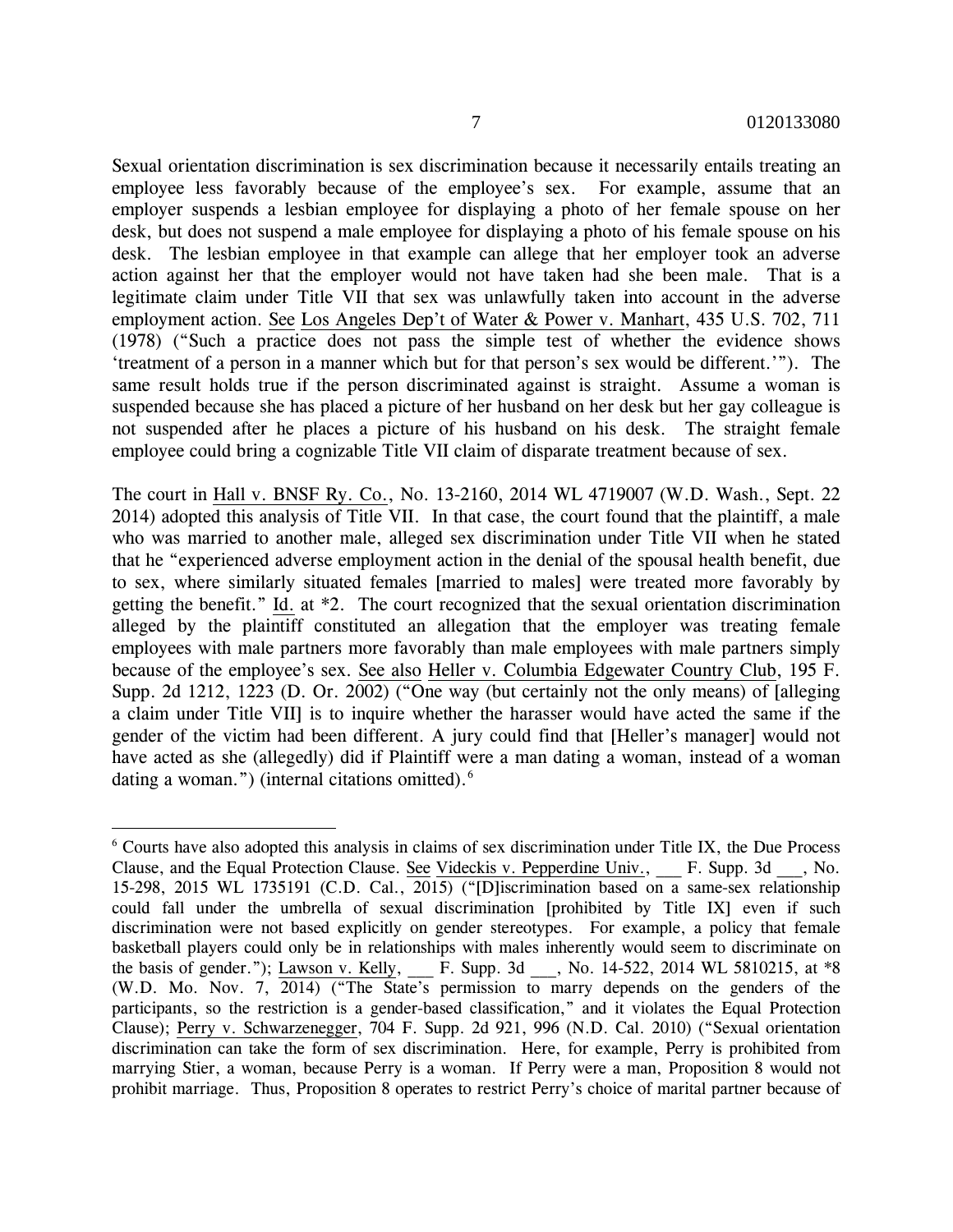Sexual orientation discrimination is sex discrimination because it necessarily entails treating an employee less favorably because of the employee's sex. For example, assume that an employer suspends a lesbian employee for displaying a photo of her female spouse on her desk, but does not suspend a male employee for displaying a photo of his female spouse on his desk. The lesbian employee in that example can allege that her employer took an adverse action against her that the employer would not have taken had she been male. That is a legitimate claim under Title VII that sex was unlawfully taken into account in the adverse employment action. See Los Angeles Dep't of Water & Power v. Manhart, 435 U.S. 702, 711 (1978) ("Such a practice does not pass the simple test of whether the evidence shows 'treatment of a person in a manner which but for that person's sex would be different.'"). The same result holds true if the person discriminated against is straight. Assume a woman is suspended because she has placed a picture of her husband on her desk but her gay colleague is not suspended after he places a picture of his husband on his desk. The straight female employee could bring a cognizable Title VII claim of disparate treatment because of sex.

The court in Hall v. BNSF Ry. Co., No. 13-2160, 2014 WL 4719007 (W.D. Wash., Sept. 22 2014) adopted this analysis of Title VII. In that case, the court found that the plaintiff, a male who was married to another male, alleged sex discrimination under Title VII when he stated that he "experienced adverse employment action in the denial of the spousal health benefit, due to sex, where similarly situated females [married to males] were treated more favorably by getting the benefit." Id. at *2. The court recognized that the sexual orientation discrimination alleged by the plaintiff constituted an allegation that the employer was treating female employees with male partners more favorably than male employees with male partners simply because of the employee's sex. See also Heller v. Columbia Edgewater Country Club, 195 F. Supp. 2d 1212, 1223 (D. Or. 2002) ("One way (but certainly not the only means) of [alleging a claim under Title VII] is to inquire whether the harasser would have acted the same if the gender of the victim had been different. A jury could find that [Heller's manager] would not have acted as she (allegedly) did if Plaintiff were a man dating a woman, instead of a woman dating a woman.") (internal citations omitted).[6]

---

[6] Courts have also adopted this analysis in claims of sex discrimination under Title IX, the Due Process Clause, and the Equal Protection Clause. See Videckis v. Pepperdine Univ., ___ F. Supp. 3d ___, No. 15-298, 2015 WL 1735191 (C.D. Cal., 2015) ("[D]iscrimination based on a same-sex relationship could fall under the umbrella of sexual discrimination [prohibited by Title IX] even if such discrimination were not based explicitly on gender stereotypes. For example, a policy that female basketball players could only be in relationships with males inherently would seem to discriminate on the basis of gender."); Lawson v. Kelly, ___ F. Supp. 3d ___, No. 14-522, 2014 WL 5810215, at *8 (W.D. Mo. Nov. 7, 2014) ("The State's permission to marry depends on the genders of the participants, so the restriction is a gender-based classification," and it violates the Equal Protection Clause); Perry v. Schwarzenegger, 704 F. Supp. 2d 921, 996 (N.D. Cal. 2010) ("Sexual orientation discrimination can take the form of sex discrimination. Here, for example, Perry is prohibited from marrying Stier, a woman, because Perry is a woman. If Perry were a man, Proposition 8 would not prohibit marriage. Thus, Proposition 8 operates to restrict Perry's choice of marital partner because of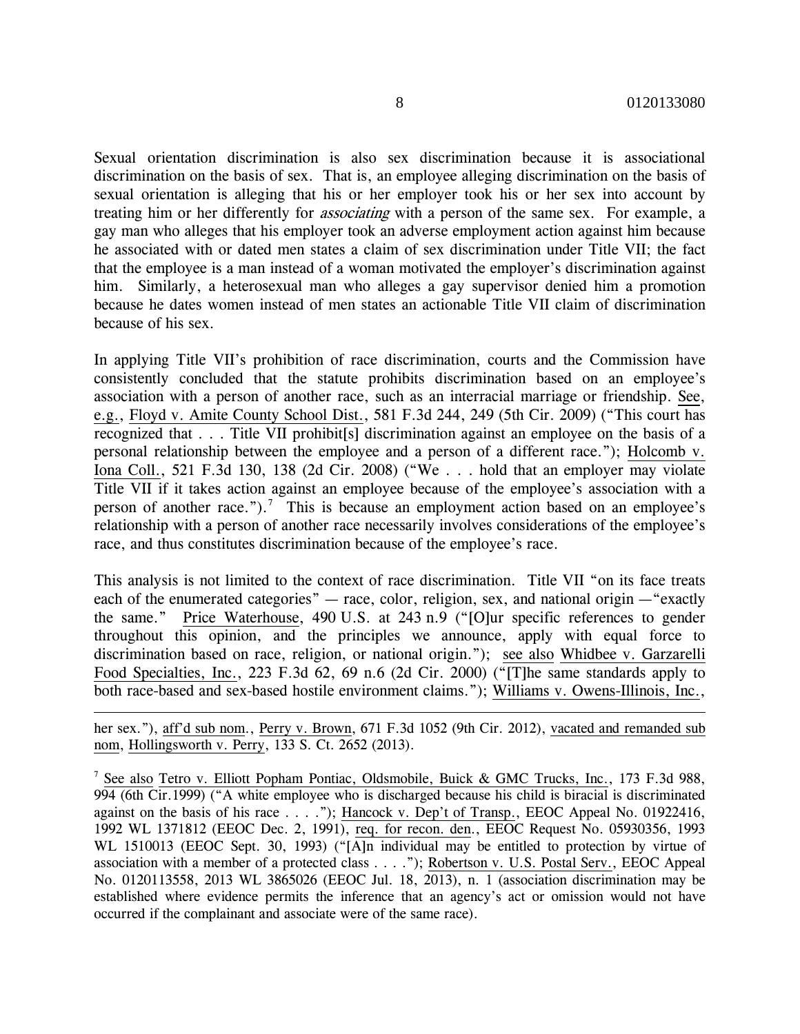Sexual orientation discrimination is also sex discrimination because it is associational discrimination on the basis of sex. That is, an employee alleging discrimination on the basis of sexual orientation is alleging that his or her employer took his or her sex into account by treating him or her differently for *associating* with a person of the same sex. For example, a gay man who alleges that his employer took an adverse employment action against him because he associated with or dated men states a claim of sex discrimination under Title VII; the fact that the employee is a man instead of a woman motivated the employer's discrimination against him. Similarly, a heterosexual man who alleges a gay supervisor denied him a promotion because he dates women instead of men states an actionable Title VII claim of discrimination because of his sex.

In applying Title VII's prohibition of race discrimination, courts and the Commission have consistently concluded that the statute prohibits discrimination based on an employee's association with a person of another race, such as an interracial marriage or friendship. See, e.g., Floyd v. Amite County School Dist., 581 F.3d 244, 249 (5th Cir. 2009) ("This court has recognized that . . . Title VII prohibit[s] discrimination against an employee on the basis of a personal relationship between the employee and a person of a different race."); Holcomb v. Iona Coll., 521 F.3d 130, 138 (2d Cir. 2008) ("We . . . hold that an employer may violate Title VII if it takes action against an employee because of the employee's association with a person of another race.").[7] This is because an employment action based on an employee's relationship with a person of another race necessarily involves considerations of the employee's race, and thus constitutes discrimination because of the employee's race.

This analysis is not limited to the context of race discrimination. Title VII "on its face treats each of the enumerated categories" — race, color, religion, sex, and national origin —"exactly the same." Price Waterhouse, 490 U.S. at 243 n.9 ("[O]ur specific references to gender throughout this opinion, and the principles we announce, apply with equal force to discrimination based on race, religion, or national origin."); see also Whidbee v. Garzarelli Food Specialties, Inc., 223 F.3d 62, 69 n.6 (2d Cir. 2000) ("[T]he same standards apply to both race-based and sex-based hostile environment claims."); Williams v. Owens-Illinois, Inc.,

---

her sex."), aff'd sub nom., Perry v. Brown, 671 F.3d 1052 (9th Cir. 2012), vacated and remanded sub nom, Hollingsworth v. Perry, 133 S. Ct. 2652 (2013).

[7] See also Tetro v. Elliott Popham Pontiac, Oldsmobile, Buick & GMC Trucks, Inc., 173 F.3d 988, 994 (6th Cir.1999) ("A white employee who is discharged because his child is biracial is discriminated against on the basis of his race . . . ."); Hancock v. Dep't of Transp., EEOC Appeal No. 01922416, 1992 WL 1371812 (EEOC Dec. 2, 1991), req. for recon. den., EEOC Request No. 05930356, 1993 WL 1510013 (EEOC Sept. 30, 1993) ("[A]n individual may be entitled to protection by virtue of association with a member of a protected class . . . ."); Robertson v. U.S. Postal Serv., EEOC Appeal No. 0120113558, 2013 WL 3865026 (EEOC Jul. 18, 2013), n. 1 (association discrimination may be established where evidence permits the inference that an agency's act or omission would not have occurred if the complainant and associate were of the same race).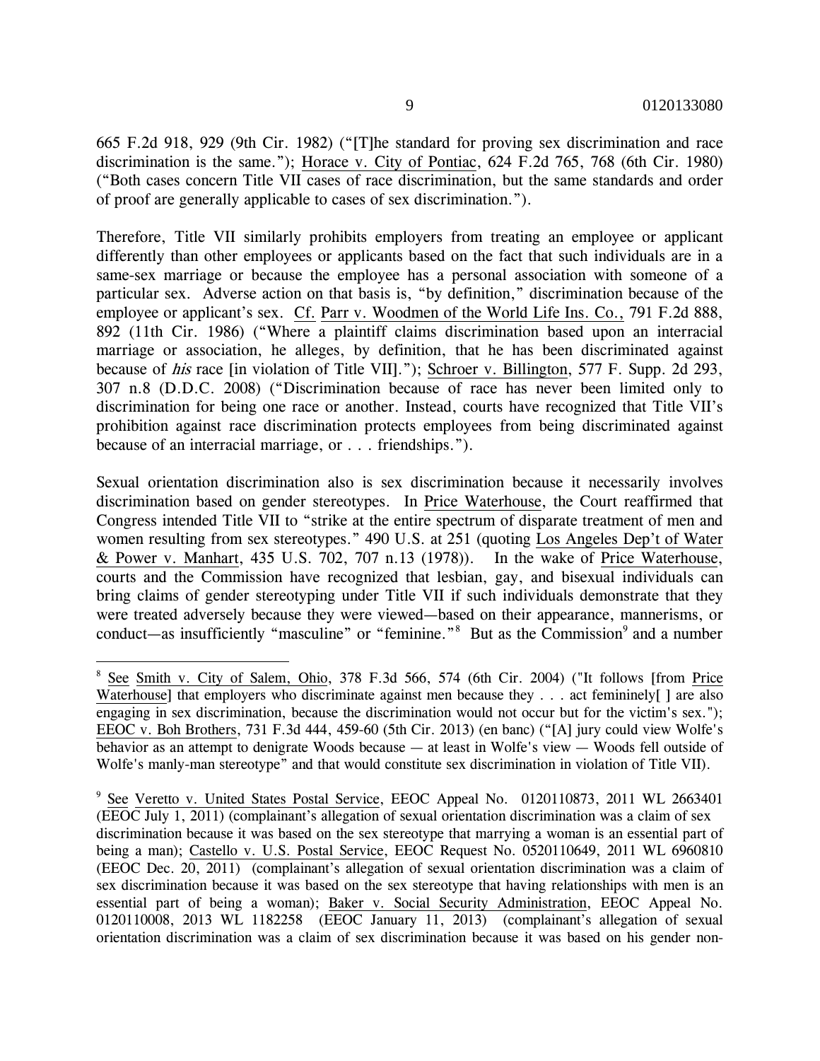665 F.2d 918, 929 (9th Cir. 1982) ("[T]he standard for proving sex discrimination and race discrimination is the same."); Horace v. City of Pontiac, 624 F.2d 765, 768 (6th Cir. 1980) ("Both cases concern Title VII cases of race discrimination, but the same standards and order of proof are generally applicable to cases of sex discrimination.").

Therefore, Title VII similarly prohibits employers from treating an employee or applicant differently than other employees or applicants based on the fact that such individuals are in a same-sex marriage or because the employee has a personal association with someone of a particular sex. Adverse action on that basis is, "by definition," discrimination because of the employee or applicant's sex. Cf. Parr v. Woodmen of the World Life Ins. Co., 791 F.2d 888, 892 (11th Cir. 1986) ("Where a plaintiff claims discrimination based upon an interracial marriage or association, he alleges, by definition, that he has been discriminated against because of *his* race [in violation of Title VII]."); Schroer v. Billington, 577 F. Supp. 2d 293, 307 n.8 (D.D.C. 2008) ("Discrimination because of race has never been limited only to discrimination for being one race or another. Instead, courts have recognized that Title VII's prohibition against race discrimination protects employees from being discriminated against because of an interracial marriage, or . . . friendships.").

Sexual orientation discrimination also is sex discrimination because it necessarily involves discrimination based on gender stereotypes. In Price Waterhouse, the Court reaffirmed that Congress intended Title VII to "strike at the entire spectrum of disparate treatment of men and women resulting from sex stereotypes." 490 U.S. at 251 (quoting Los Angeles Dep't of Water & Power v. Manhart, 435 U.S. 702, 707 n.13 (1978)). In the wake of Price Waterhouse, courts and the Commission have recognized that lesbian, gay, and bisexual individuals can bring claims of gender stereotyping under Title VII if such individuals demonstrate that they were treated adversely because they were viewed—based on their appearance, mannerisms, or conduct—as insufficiently "masculine" or "feminine."[8] But as the Commission[9] and a number

---

[8] See Smith v. City of Salem, Ohio, 378 F.3d 566, 574 (6th Cir. 2004) ("It follows [from Price Waterhouse] that employers who discriminate against men because they . . . act femininely[ ] are also engaging in sex discrimination, because the discrimination would not occur but for the victim's sex."); EEOC v. Boh Brothers, 731 F.3d 444, 459-60 (5th Cir. 2013) (en banc) ("[A] jury could view Wolfe's behavior as an attempt to denigrate Woods because — at least in Wolfe's view — Woods fell outside of Wolfe's manly-man stereotype" and that would constitute sex discrimination in violation of Title VII).

[9] See Veretto v. United States Postal Service, EEOC Appeal No. 0120110873, 2011 WL 2663401 (EEOC July 1, 2011) (complainant's allegation of sexual orientation discrimination was a claim of sex discrimination because it was based on the sex stereotype that marrying a woman is an essential part of being a man); Castello v. U.S. Postal Service, EEOC Request No. 0520110649, 2011 WL 6960810 (EEOC Dec. 20, 2011) (complainant's allegation of sexual orientation discrimination was a claim of sex discrimination because it was based on the sex stereotype that having relationships with men is an essential part of being a woman); Baker v. Social Security Administration, EEOC Appeal No. 0120110008, 2013 WL 1182258 (EEOC January 11, 2013) (complainant's allegation of sexual orientation discrimination was a claim of sex discrimination because it was based on his gender non-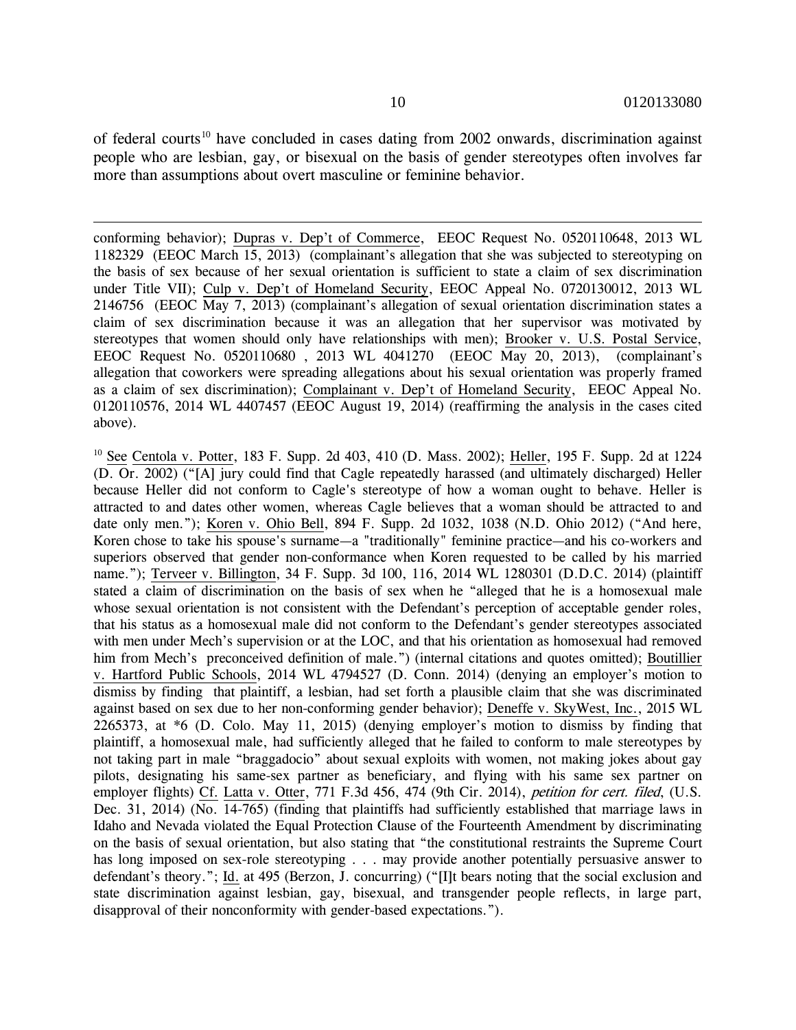of federal courts[10] have concluded in cases dating from 2002 onwards, discrimination against people who are lesbian, gay, or bisexual on the basis of gender stereotypes often involves far more than assumptions about overt masculine or feminine behavior.

---

conforming behavior); Dupras v. Dep't of Commerce, EEOC Request No. 0520110648, 2013 WL 1182329 (EEOC March 15, 2013) (complainant's allegation that she was subjected to stereotyping on the basis of sex because of her sexual orientation is sufficient to state a claim of sex discrimination under Title VII); Culp v. Dep't of Homeland Security, EEOC Appeal No. 0720130012, 2013 WL 2146756 (EEOC May 7, 2013) (complainant's allegation of sexual orientation discrimination states a claim of sex discrimination because it was an allegation that her supervisor was motivated by stereotypes that women should only have relationships with men); Brooker v. U.S. Postal Service, EEOC Request No. 0520110680 , 2013 WL 4041270 (EEOC May 20, 2013), (complainant's allegation that coworkers were spreading allegations about his sexual orientation was properly framed as a claim of sex discrimination); Complainant v. Dep't of Homeland Security, EEOC Appeal No. 0120110576, 2014 WL 4407457 (EEOC August 19, 2014) (reaffirming the analysis in the cases cited above).

[10] See Centola v. Potter, 183 F. Supp. 2d 403, 410 (D. Mass. 2002); Heller, 195 F. Supp. 2d at 1224 (D. Or. 2002) ("[A] jury could find that Cagle repeatedly harassed (and ultimately discharged) Heller because Heller did not conform to Cagle's stereotype of how a woman ought to behave. Heller is attracted to and dates other women, whereas Cagle believes that a woman should be attracted to and date only men."); Koren v. Ohio Bell, 894 F. Supp. 2d 1032, 1038 (N.D. Ohio 2012) ("And here, Koren chose to take his spouse's surname—a "traditionally" feminine practice—and his co-workers and superiors observed that gender non-conformance when Koren requested to be called by his married name."); Terveer v. Billington, 34 F. Supp. 3d 100, 116, 2014 WL 1280301 (D.D.C. 2014) (plaintiff stated a claim of discrimination on the basis of sex when he "alleged that he is a homosexual male whose sexual orientation is not consistent with the Defendant's perception of acceptable gender roles, that his status as a homosexual male did not conform to the Defendant's gender stereotypes associated with men under Mech's supervision or at the LOC, and that his orientation as homosexual had removed him from Mech's preconceived definition of male.") (internal citations and quotes omitted); Boutillier v. Hartford Public Schools, 2014 WL 4794527 (D. Conn. 2014) (denying an employer's motion to dismiss by finding that plaintiff, a lesbian, had set forth a plausible claim that she was discriminated against based on sex due to her non-conforming gender behavior); Deneffe v. SkyWest, Inc., 2015 WL 2265373, at *6 (D. Colo. May 11, 2015) (denying employer's motion to dismiss by finding that plaintiff, a homosexual male, had sufficiently alleged that he failed to conform to male stereotypes by not taking part in male "braggadocio" about sexual exploits with women, not making jokes about gay pilots, designating his same-sex partner as beneficiary, and flying with his same sex partner on employer flights) Cf. Latta v. Otter, 771 F.3d 456, 474 (9th Cir. 2014), *petition for cert. filed*, (U.S. Dec. 31, 2014) (No. 14-765) (finding that plaintiffs had sufficiently established that marriage laws in Idaho and Nevada violated the Equal Protection Clause of the Fourteenth Amendment by discriminating on the basis of sexual orientation, but also stating that "the constitutional restraints the Supreme Court has long imposed on sex-role stereotyping . . . may provide another potentially persuasive answer to defendant's theory."; Id. at 495 (Berzon, J. concurring) ("[I]t bears noting that the social exclusion and state discrimination against lesbian, gay, bisexual, and transgender people reflects, in large part, disapproval of their nonconformity with gender-based expectations.").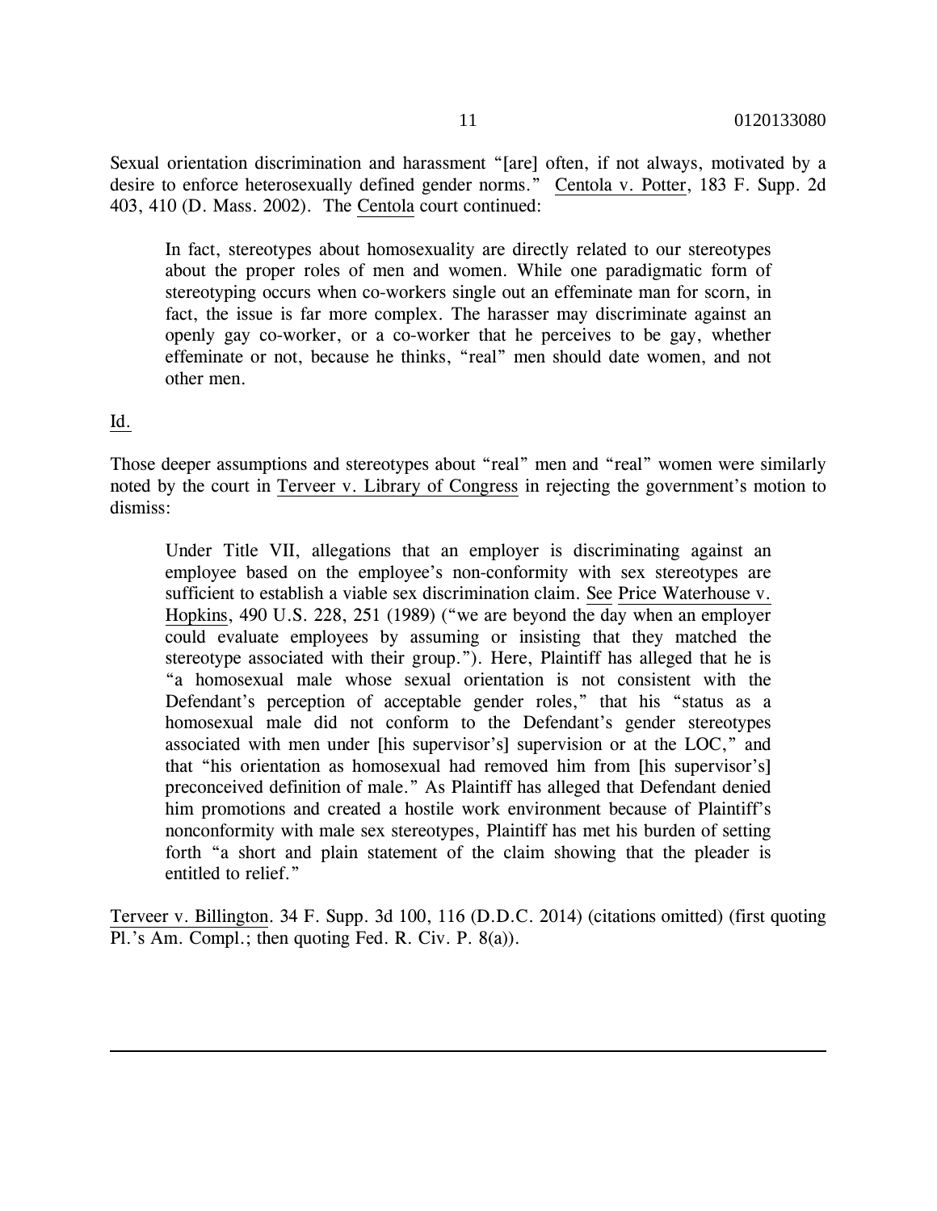Sexual orientation discrimination and harassment "[are] often, if not always, motivated by a desire to enforce heterosexually defined gender norms." Centola v. Potter, 183 F. Supp. 2d 403, 410 (D. Mass. 2002). The Centola court continued:

> In fact, stereotypes about homosexuality are directly related to our stereotypes about the proper roles of men and women. While one paradigmatic form of stereotyping occurs when co-workers single out an effeminate man for scorn, in fact, the issue is far more complex. The harasser may discriminate against an openly gay co-worker, or a co-worker that he perceives to be gay, whether effeminate or not, because he thinks, "real" men should date women, and not other men.

Id.

Those deeper assumptions and stereotypes about "real" men and "real" women were similarly noted by the court in Terveer v. Library of Congress in rejecting the government's motion to dismiss:

> Under Title VII, allegations that an employer is discriminating against an employee based on the employee's non-conformity with sex stereotypes are sufficient to establish a viable sex discrimination claim. See Price Waterhouse v. Hopkins, 490 U.S. 228, 251 (1989) ("we are beyond the day when an employer could evaluate employees by assuming or insisting that they matched the stereotype associated with their group."). Here, Plaintiff has alleged that he is "a homosexual male whose sexual orientation is not consistent with the Defendant's perception of acceptable gender roles," that his "status as a homosexual male did not conform to the Defendant's gender stereotypes associated with men under [his supervisor's] supervision or at the LOC," and that "his orientation as homosexual had removed him from [his supervisor's] preconceived definition of male." As Plaintiff has alleged that Defendant denied him promotions and created a hostile work environment because of Plaintiff's nonconformity with male sex stereotypes, Plaintiff has met his burden of setting forth "a short and plain statement of the claim showing that the pleader is entitled to relief."

Terveer v. Billington. 34 F. Supp. 3d 100, 116 (D.D.C. 2014) (citations omitted) (first quoting Pl.'s Am. Compl.; then quoting Fed. R. Civ. P. 8(a)).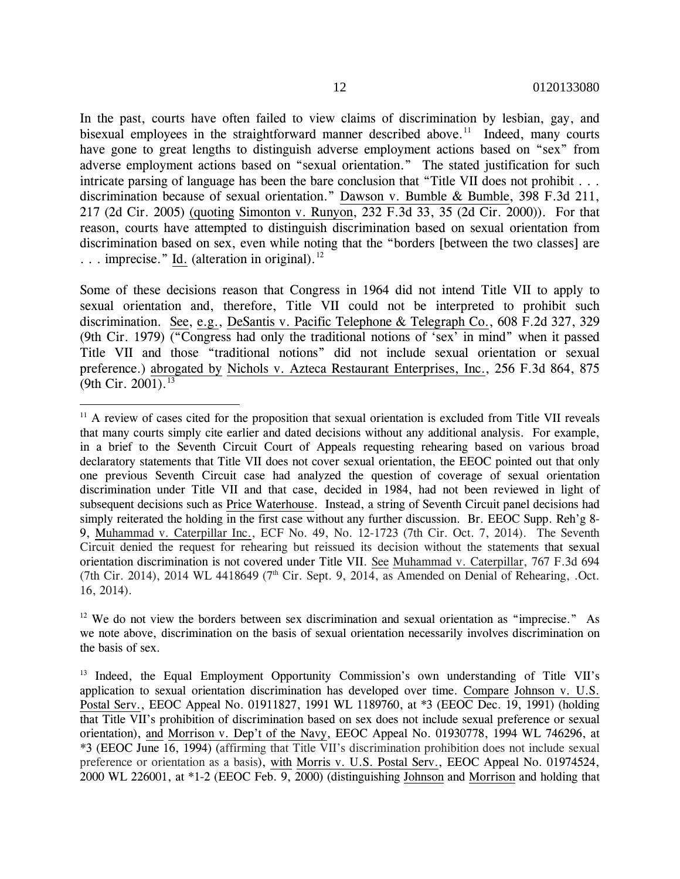In the past, courts have often failed to view claims of discrimination by lesbian, gay, and bisexual employees in the straightforward manner described above.[11] Indeed, many courts have gone to great lengths to distinguish adverse employment actions based on "sex" from adverse employment actions based on "sexual orientation." The stated justification for such intricate parsing of language has been the bare conclusion that "Title VII does not prohibit . . . discrimination because of sexual orientation." Dawson v. Bumble & Bumble, 398 F.3d 211, 217 (2d Cir. 2005) (quoting Simonton v. Runyon, 232 F.3d 33, 35 (2d Cir. 2000)). For that reason, courts have attempted to distinguish discrimination based on sexual orientation from discrimination based on sex, even while noting that the "borders [between the two classes] are . . . imprecise." Id. (alteration in original).[12]

Some of these decisions reason that Congress in 1964 did not intend Title VII to apply to sexual orientation and, therefore, Title VII could not be interpreted to prohibit such discrimination. See, e.g., DeSantis v. Pacific Telephone & Telegraph Co., 608 F.2d 327, 329 (9th Cir. 1979) ("Congress had only the traditional notions of 'sex' in mind" when it passed Title VII and those "traditional notions" did not include sexual orientation or sexual preference.) abrogated by Nichols v. Azteca Restaurant Enterprises, Inc., 256 F.3d 864, 875 (9th Cir. 2001).[13]

---

[11] A review of cases cited for the proposition that sexual orientation is excluded from Title VII reveals that many courts simply cite earlier and dated decisions without any additional analysis. For example, in a brief to the Seventh Circuit Court of Appeals requesting rehearing based on various broad declaratory statements that Title VII does not cover sexual orientation, the EEOC pointed out that only one previous Seventh Circuit case had analyzed the question of coverage of sexual orientation discrimination under Title VII and that case, decided in 1984, had not been reviewed in light of subsequent decisions such as Price Waterhouse. Instead, a string of Seventh Circuit panel decisions had simply reiterated the holding in the first case without any further discussion. Br. EEOC Supp. Reh'g 8-9, Muhammad v. Caterpillar Inc., ECF No. 49, No. 12-1723 (7th Cir. Oct. 7, 2014). The Seventh Circuit denied the request for rehearing but reissued its decision without the statements that sexual orientation discrimination is not covered under Title VII. See Muhammad v. Caterpillar, 767 F.3d 694 (7th Cir. 2014), 2014 WL 4418649 (7th Cir. Sept. 9, 2014, as Amended on Denial of Rehearing, .Oct. 16, 2014).

[12] We do not view the borders between sex discrimination and sexual orientation as "imprecise." As we note above, discrimination on the basis of sexual orientation necessarily involves discrimination on the basis of sex.

[13] Indeed, the Equal Employment Opportunity Commission's own understanding of Title VII's application to sexual orientation discrimination has developed over time. Compare Johnson v. U.S. Postal Serv., EEOC Appeal No. 01911827, 1991 WL 1189760, at *3 (EEOC Dec. 19, 1991) (holding that Title VII's prohibition of discrimination based on sex does not include sexual preference or sexual orientation), and Morrison v. Dep't of the Navy, EEOC Appeal No. 01930778, 1994 WL 746296, at *3 (EEOC June 16, 1994) (affirming that Title VII's discrimination prohibition does not include sexual preference or orientation as a basis), with Morris v. U.S. Postal Serv., EEOC Appeal No. 01974524, 2000 WL 226001, at *1-2 (EEOC Feb. 9, 2000) (distinguishing Johnson and Morrison and holding that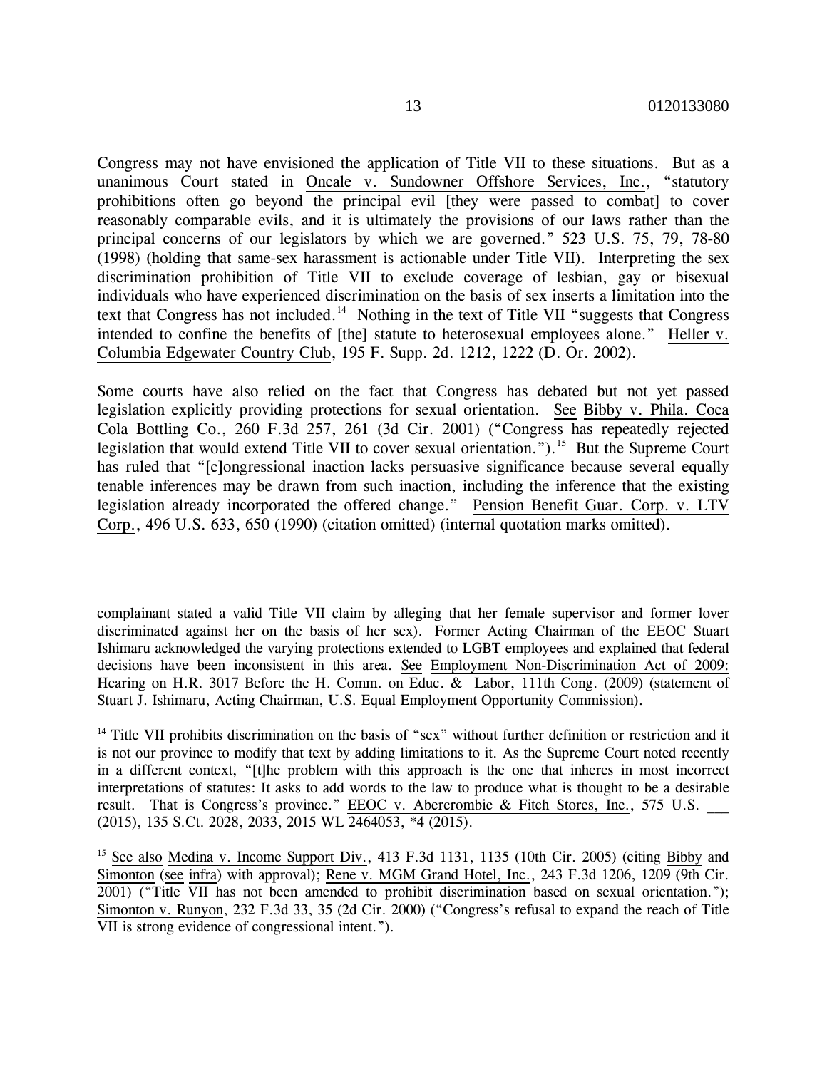Congress may not have envisioned the application of Title VII to these situations. But as a unanimous Court stated in Oncale v. Sundowner Offshore Services, Inc., "statutory prohibitions often go beyond the principal evil [they were passed to combat] to cover reasonably comparable evils, and it is ultimately the provisions of our laws rather than the principal concerns of our legislators by which we are governed." 523 U.S. 75, 79, 78-80 (1998) (holding that same-sex harassment is actionable under Title VII). Interpreting the sex discrimination prohibition of Title VII to exclude coverage of lesbian, gay or bisexual individuals who have experienced discrimination on the basis of sex inserts a limitation into the text that Congress has not included.[14] Nothing in the text of Title VII "suggests that Congress intended to confine the benefits of [the] statute to heterosexual employees alone." Heller v. Columbia Edgewater Country Club, 195 F. Supp. 2d. 1212, 1222 (D. Or. 2002).

Some courts have also relied on the fact that Congress has debated but not yet passed legislation explicitly providing protections for sexual orientation. See Bibby v. Phila. Coca Cola Bottling Co., 260 F.3d 257, 261 (3d Cir. 2001) ("Congress has repeatedly rejected legislation that would extend Title VII to cover sexual orientation.").[15] But the Supreme Court has ruled that "[c]ongressional inaction lacks persuasive significance because several equally tenable inferences may be drawn from such inaction, including the inference that the existing legislation already incorporated the offered change." Pension Benefit Guar. Corp. v. LTV Corp., 496 U.S. 633, 650 (1990) (citation omitted) (internal quotation marks omitted).

---

complainant stated a valid Title VII claim by alleging that her female supervisor and former lover discriminated against her on the basis of her sex). Former Acting Chairman of the EEOC Stuart Ishimaru acknowledged the varying protections extended to LGBT employees and explained that federal decisions have been inconsistent in this area. See Employment Non-Discrimination Act of 2009: Hearing on H.R. 3017 Before the H. Comm. on Educ. & Labor, 111th Cong. (2009) (statement of Stuart J. Ishimaru, Acting Chairman, U.S. Equal Employment Opportunity Commission).

[14] Title VII prohibits discrimination on the basis of "sex" without further definition or restriction and it is not our province to modify that text by adding limitations to it. As the Supreme Court noted recently in a different context, "[t]he problem with this approach is the one that inheres in most incorrect interpretations of statutes: It asks to add words to the law to produce what is thought to be a desirable result. That is Congress's province." EEOC v. Abercrombie & Fitch Stores, Inc., 575 U.S. ___ (2015), 135 S.Ct. 2028, 2033, 2015 WL 2464053, *4 (2015).

[15] See also Medina v. Income Support Div., 413 F.3d 1131, 1135 (10th Cir. 2005) (citing Bibby and Simonton (see infra) with approval); Rene v. MGM Grand Hotel, Inc., 243 F.3d 1206, 1209 (9th Cir. 2001) ("Title VII has not been amended to prohibit discrimination based on sexual orientation."); Simonton v. Runyon, 232 F.3d 33, 35 (2d Cir. 2000) ("Congress's refusal to expand the reach of Title VII is strong evidence of congressional intent.").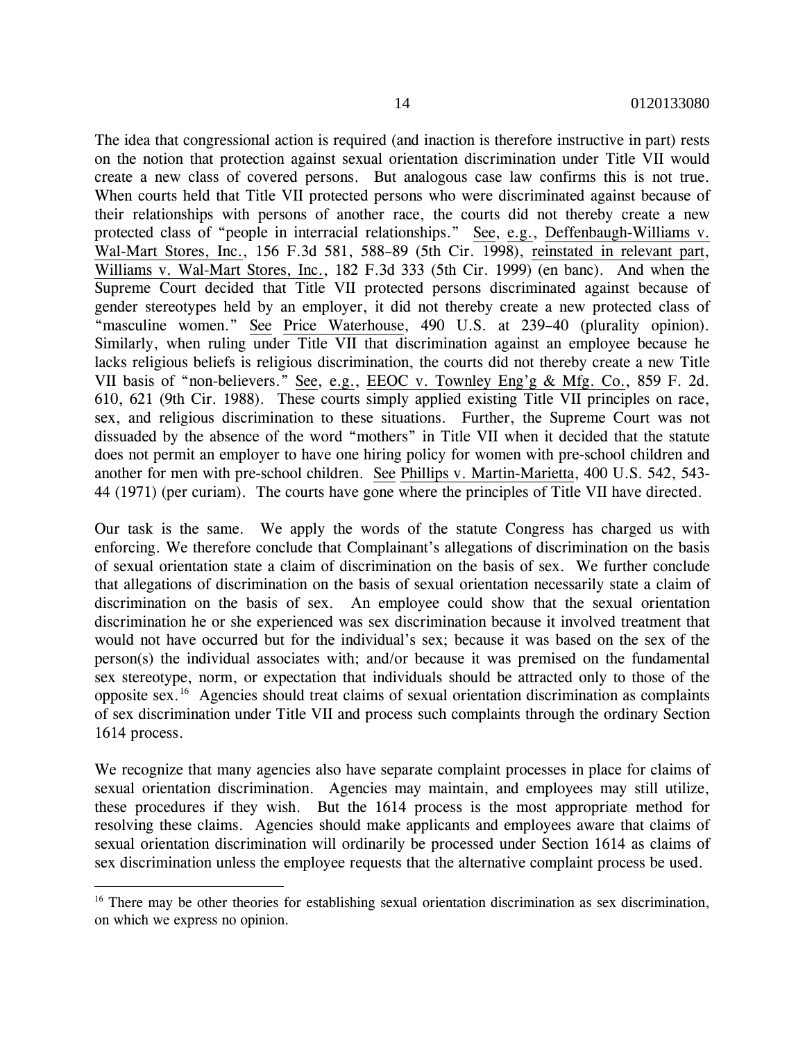The idea that congressional action is required (and inaction is therefore instructive in part) rests on the notion that protection against sexual orientation discrimination under Title VII would create a new class of covered persons. But analogous case law confirms this is not true. When courts held that Title VII protected persons who were discriminated against because of their relationships with persons of another race, the courts did not thereby create a new protected class of "people in interracial relationships." See, e.g., Deffenbaugh-Williams v. Wal-Mart Stores, Inc., 156 F.3d 581, 588–89 (5th Cir. 1998), reinstated in relevant part, Williams v. Wal-Mart Stores, Inc., 182 F.3d 333 (5th Cir. 1999) (en banc). And when the Supreme Court decided that Title VII protected persons discriminated against because of gender stereotypes held by an employer, it did not thereby create a new protected class of "masculine women." See Price Waterhouse, 490 U.S. at 239–40 (plurality opinion). Similarly, when ruling under Title VII that discrimination against an employee because he lacks religious beliefs is religious discrimination, the courts did not thereby create a new Title VII basis of "non-believers." See, e.g., EEOC v. Townley Eng'g & Mfg. Co., 859 F. 2d. 610, 621 (9th Cir. 1988). These courts simply applied existing Title VII principles on race, sex, and religious discrimination to these situations. Further, the Supreme Court was not dissuaded by the absence of the word "mothers" in Title VII when it decided that the statute does not permit an employer to have one hiring policy for women with pre-school children and another for men with pre-school children. See Phillips v. Martin-Marietta, 400 U.S. 542, 543-44 (1971) (per curiam). The courts have gone where the principles of Title VII have directed.

Our task is the same. We apply the words of the statute Congress has charged us with enforcing. We therefore conclude that Complainant's allegations of discrimination on the basis of sexual orientation state a claim of discrimination on the basis of sex. We further conclude that allegations of discrimination on the basis of sexual orientation necessarily state a claim of discrimination on the basis of sex. An employee could show that the sexual orientation discrimination he or she experienced was sex discrimination because it involved treatment that would not have occurred but for the individual's sex; because it was based on the sex of the person(s) the individual associates with; and/or because it was premised on the fundamental sex stereotype, norm, or expectation that individuals should be attracted only to those of the opposite sex.[16] Agencies should treat claims of sexual orientation discrimination as complaints of sex discrimination under Title VII and process such complaints through the ordinary Section 1614 process.

We recognize that many agencies also have separate complaint processes in place for claims of sexual orientation discrimination. Agencies may maintain, and employees may still utilize, these procedures if they wish. But the 1614 process is the most appropriate method for resolving these claims. Agencies should make applicants and employees aware that claims of sexual orientation discrimination will ordinarily be processed under Section 1614 as claims of sex discrimination unless the employee requests that the alternative complaint process be used.

---

[16] There may be other theories for establishing sexual orientation discrimination as sex discrimination, on which we express no opinion.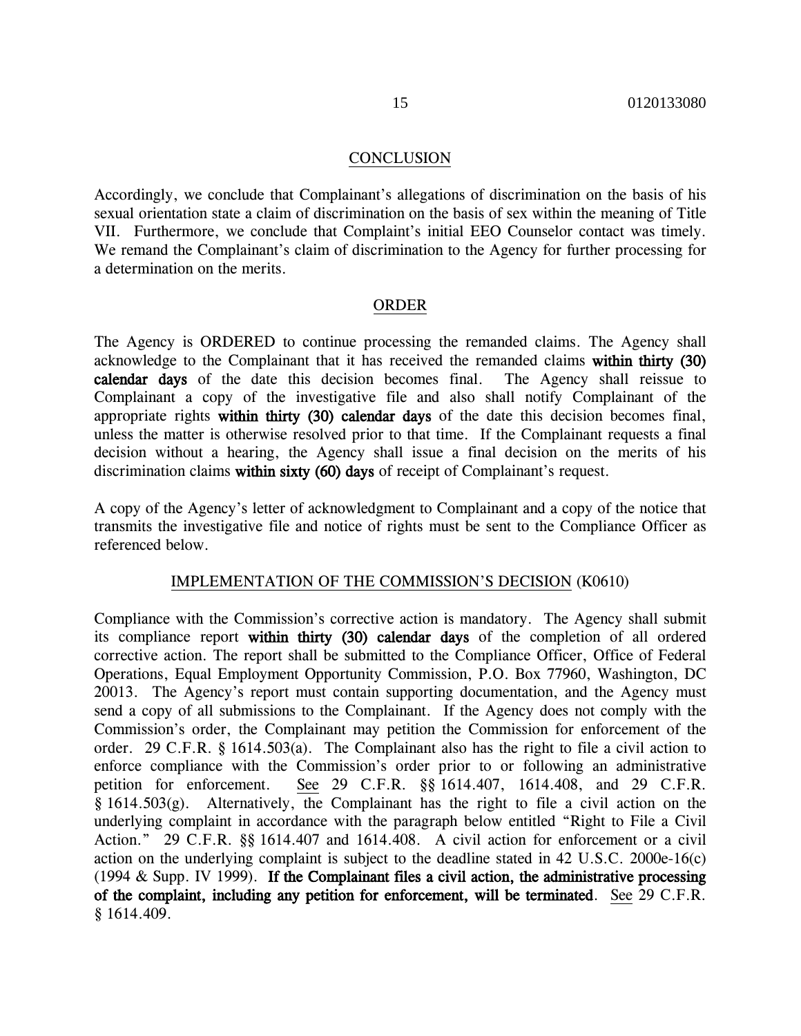## CONCLUSION

Accordingly, we conclude that Complainant's allegations of discrimination on the basis of his sexual orientation state a claim of discrimination on the basis of sex within the meaning of Title VII. Furthermore, we conclude that Complaint's initial EEO Counselor contact was timely. We remand the Complainant's claim of discrimination to the Agency for further processing for a determination on the merits.

## ORDER

The Agency is ORDERED to continue processing the remanded claims. The Agency shall acknowledge to the Complainant that it has received the remanded claims **within thirty (30) calendar days** of the date this decision becomes final. The Agency shall reissue to Complainant a copy of the investigative file and also shall notify Complainant of the appropriate rights **within thirty (30) calendar days** of the date this decision becomes final, unless the matter is otherwise resolved prior to that time. If the Complainant requests a final decision without a hearing, the Agency shall issue a final decision on the merits of his discrimination claims **within sixty (60) days** of receipt of Complainant's request.

A copy of the Agency's letter of acknowledgment to Complainant and a copy of the notice that transmits the investigative file and notice of rights must be sent to the Compliance Officer as referenced below.

## IMPLEMENTATION OF THE COMMISSION'S DECISION (K0610)

Compliance with the Commission's corrective action is mandatory. The Agency shall submit its compliance report **within thirty (30) calendar days** of the completion of all ordered corrective action. The report shall be submitted to the Compliance Officer, Office of Federal Operations, Equal Employment Opportunity Commission, P.O. Box 77960, Washington, DC 20013. The Agency's report must contain supporting documentation, and the Agency must send a copy of all submissions to the Complainant. If the Agency does not comply with the Commission's order, the Complainant may petition the Commission for enforcement of the order. 29 C.F.R. § 1614.503(a). The Complainant also has the right to file a civil action to enforce compliance with the Commission's order prior to or following an administrative petition for enforcement. See 29 C.F.R. §§ 1614.407, 1614.408, and 29 C.F.R. § 1614.503(g). Alternatively, the Complainant has the right to file a civil action on the underlying complaint in accordance with the paragraph below entitled "Right to File a Civil Action." 29 C.F.R. §§ 1614.407 and 1614.408. A civil action for enforcement or a civil action on the underlying complaint is subject to the deadline stated in 42 U.S.C. 2000e-16(c) (1994 & Supp. IV 1999). **If the Complainant files a civil action, the administrative processing of the complaint, including any petition for enforcement, will be terminated**. See 29 C.F.R. § 1614.409.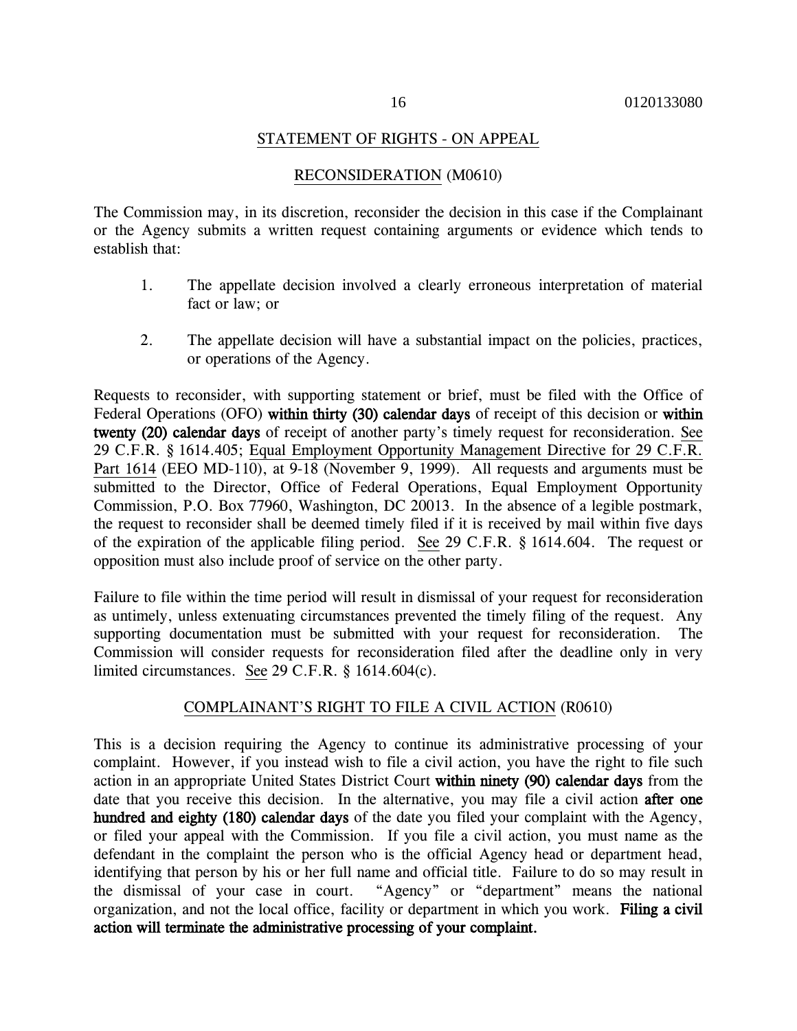## STATEMENT OF RIGHTS - ON APPEAL

### RECONSIDERATION (M0610)

The Commission may, in its discretion, reconsider the decision in this case if the Complainant or the Agency submits a written request containing arguments or evidence which tends to establish that:

1. The appellate decision involved a clearly erroneous interpretation of material fact or law; or

2. The appellate decision will have a substantial impact on the policies, practices, or operations of the Agency.

Requests to reconsider, with supporting statement or brief, must be filed with the Office of Federal Operations (OFO) **within thirty (30) calendar days** of receipt of this decision or **within twenty (20) calendar days** of receipt of another party's timely request for reconsideration. See 29 C.F.R. § 1614.405; Equal Employment Opportunity Management Directive for 29 C.F.R. Part 1614 (EEO MD-110), at 9-18 (November 9, 1999). All requests and arguments must be submitted to the Director, Office of Federal Operations, Equal Employment Opportunity Commission, P.O. Box 77960, Washington, DC 20013. In the absence of a legible postmark, the request to reconsider shall be deemed timely filed if it is received by mail within five days of the expiration of the applicable filing period. See 29 C.F.R. § 1614.604. The request or opposition must also include proof of service on the other party.

Failure to file within the time period will result in dismissal of your request for reconsideration as untimely, unless extenuating circumstances prevented the timely filing of the request. Any supporting documentation must be submitted with your request for reconsideration. The Commission will consider requests for reconsideration filed after the deadline only in very limited circumstances. See 29 C.F.R. § 1614.604(c).

### COMPLAINANT'S RIGHT TO FILE A CIVIL ACTION (R0610)

This is a decision requiring the Agency to continue its administrative processing of your complaint. However, if you instead wish to file a civil action, you have the right to file such action in an appropriate United States District Court **within ninety (90) calendar days** from the date that you receive this decision. In the alternative, you may file a civil action **after one hundred and eighty (180) calendar days** of the date you filed your complaint with the Agency, or filed your appeal with the Commission. If you file a civil action, you must name as the defendant in the complaint the person who is the official Agency head or department head, identifying that person by his or her full name and official title. Failure to do so may result in the dismissal of your case in court. "Agency" or "department" means the national organization, and not the local office, facility or department in which you work. **Filing a civil action will terminate the administrative processing of your complaint.**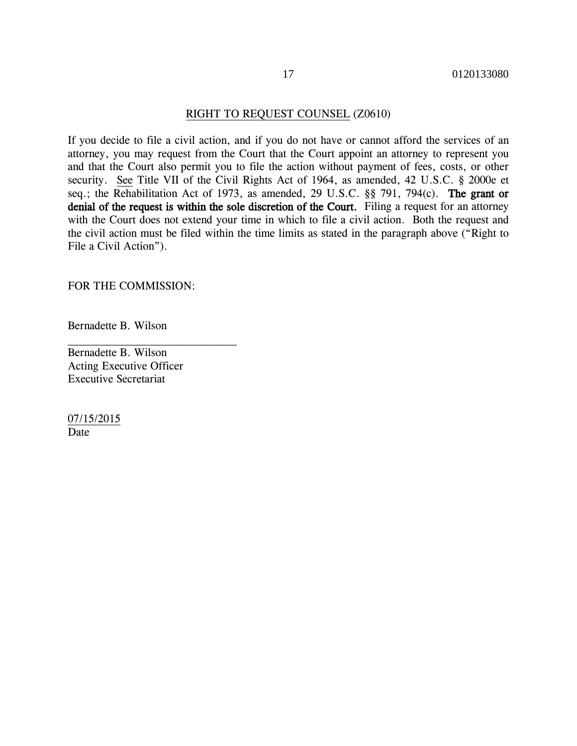## RIGHT TO REQUEST COUNSEL (Z0610)

If you decide to file a civil action, and if you do not have or cannot afford the services of an attorney, you may request from the Court that the Court appoint an attorney to represent you and that the Court also permit you to file the action without payment of fees, costs, or other security. See Title VII of the Civil Rights Act of 1964, as amended, 42 U.S.C. § 2000e et seq.; the Rehabilitation Act of 1973, as amended, 29 U.S.C. §§ 791, 794(c). **The grant or denial of the request is within the sole discretion of the Court.** Filing a request for an attorney with the Court does not extend your time in which to file a civil action. Both the request and the civil action must be filed within the time limits as stated in the paragraph above ("Right to File a Civil Action").

FOR THE COMMISSION:

Bernadette B. Wilson

______________________________

Bernadette B. Wilson
Acting Executive Officer
Executive Secretariat

07/15/2015
Date